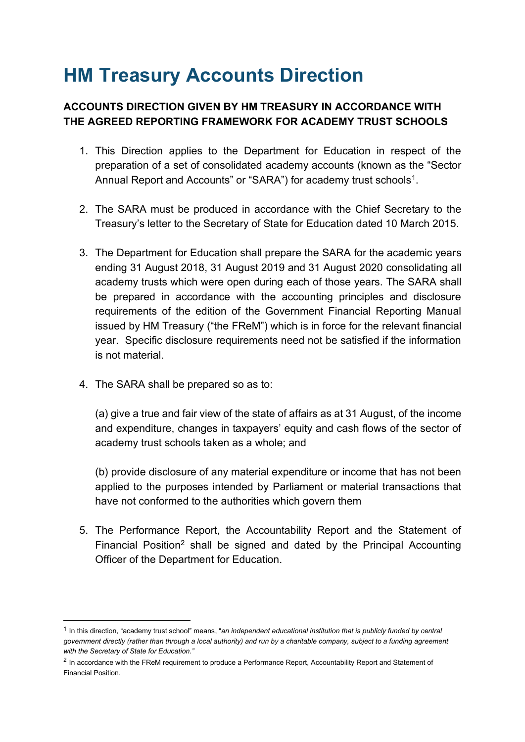# HM Treasury Accounts Direction

**ACCOUNTS DIRECTION GIVEN BY HM TREASURY IN ACCORDANCE WITH THE AGREED REPORTING FRAMEWORK FOR ACADEMY TRUST SCHOOLS**

1. This Direction applies to the Department for Education in respect of the preparation of a set of consolidated academy accounts (known as the "Sector Annual Report and Accounts" or "SARA") for academy trust schools[1].

2. The SARA must be produced in accordance with the Chief Secretary to the Treasury's letter to the Secretary of State for Education dated 10 March 2015.

3. The Department for Education shall prepare the SARA for the academic years ending 31 August 2018, 31 August 2019 and 31 August 2020 consolidating all academy trusts which were open during each of those years. The SARA shall be prepared in accordance with the accounting principles and disclosure requirements of the edition of the Government Financial Reporting Manual issued by HM Treasury ("the FReM") which is in force for the relevant financial year. Specific disclosure requirements need not be satisfied if the information is not material.

4. The SARA shall be prepared so as to:

   (a) give a true and fair view of the state of affairs as at 31 August, of the income and expenditure, changes in taxpayers' equity and cash flows of the sector of academy trust schools taken as a whole; and

   (b) provide disclosure of any material expenditure or income that has not been applied to the purposes intended by Parliament or material transactions that have not conformed to the authorities which govern them

5. The Performance Report, the Accountability Report and the Statement of Financial Position[2] shall be signed and dated by the Principal Accounting Officer of the Department for Education.

---

[1] In this direction, "academy trust school" means, "*an independent educational institution that is publicly funded by central government directly (rather than through a local authority) and run by a charitable company, subject to a funding agreement with the Secretary of State for Education.*"

[2] In accordance with the FReM requirement to produce a Performance Report, Accountability Report and Statement of Financial Position.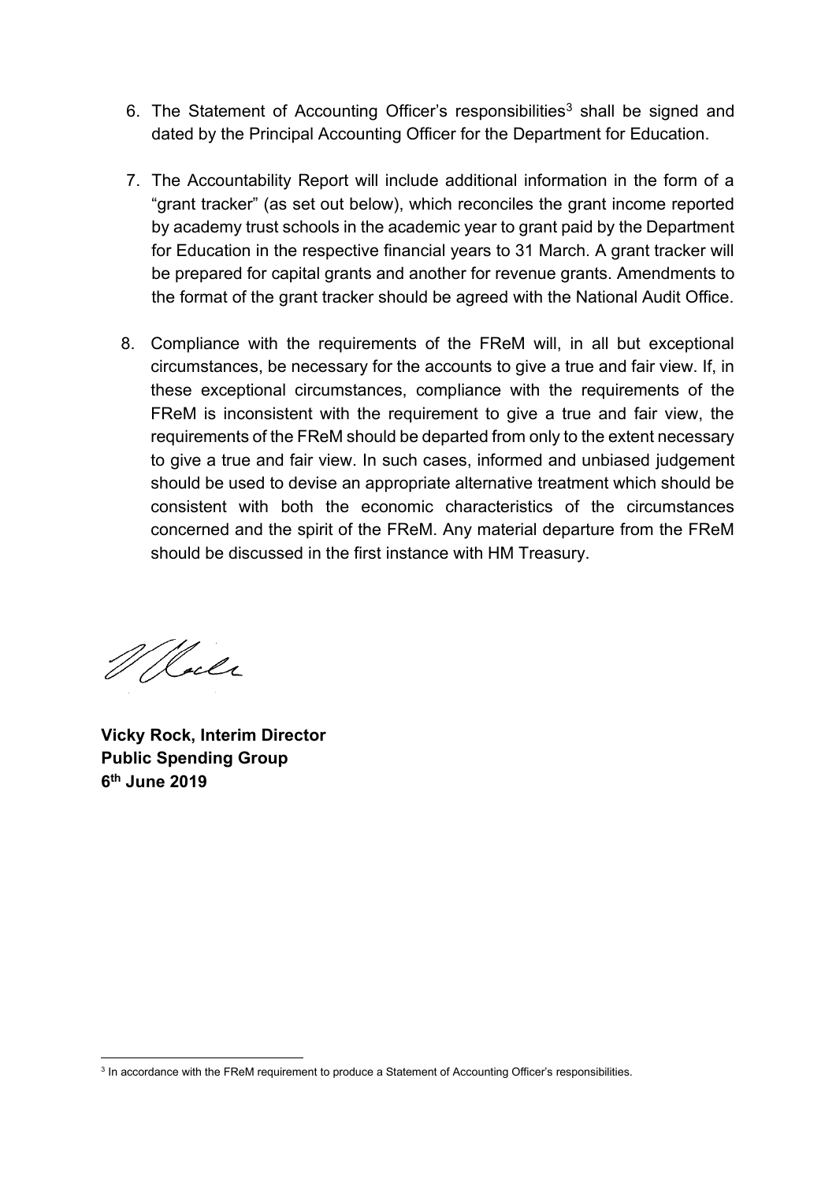6. The Statement of Accounting Officer's responsibilities[3] shall be signed and dated by the Principal Accounting Officer for the Department for Education.

7. The Accountability Report will include additional information in the form of a "grant tracker" (as set out below), which reconciles the grant income reported by academy trust schools in the academic year to grant paid by the Department for Education in the respective financial years to 31 March. A grant tracker will be prepared for capital grants and another for revenue grants. Amendments to the format of the grant tracker should be agreed with the National Audit Office.

8. Compliance with the requirements of the FReM will, in all but exceptional circumstances, be necessary for the accounts to give a true and fair view. If, in these exceptional circumstances, compliance with the requirements of the FReM is inconsistent with the requirement to give a true and fair view, the requirements of the FReM should be departed from only to the extent necessary to give a true and fair view. In such cases, informed and unbiased judgement should be used to devise an appropriate alternative treatment which should be consistent with both the economic characteristics of the circumstances concerned and the spirit of the FReM. Any material departure from the FReM should be discussed in the first instance with HM Treasury.

**Vicky Rock, Interim Director**
**Public Spending Group**
**6th June 2019**

[3] In accordance with the FReM requirement to produce a Statement of Accounting Officer's responsibilities.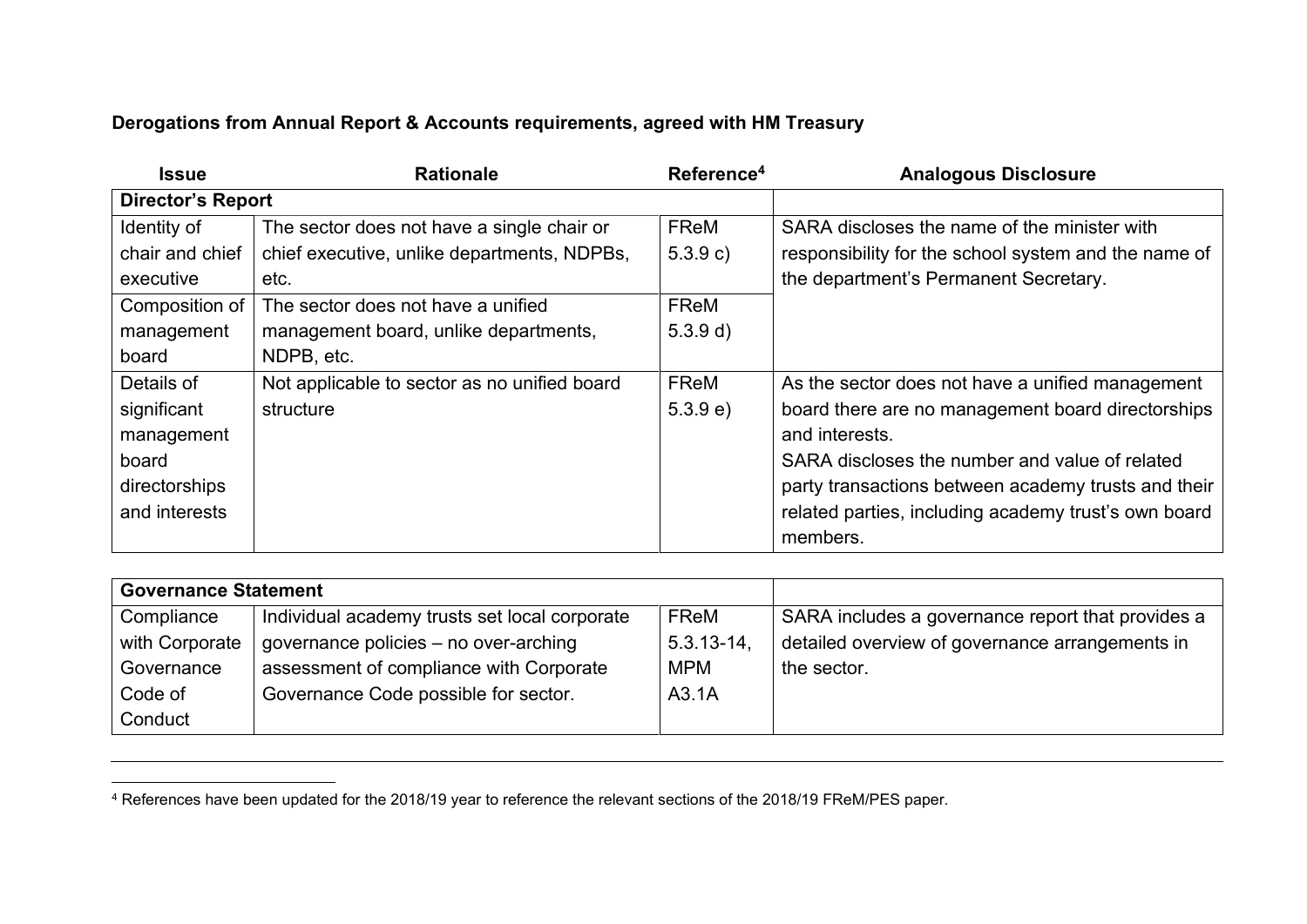**Derogations from Annual Report & Accounts requirements, agreed with HM Treasury**

| Issue | Rationale | Reference[4] | Analogous Disclosure |
|---|---|---|---|
| **Director's Report** | | | |
| Identity of chair and chief executive | The sector does not have a single chair or chief executive, unlike departments, NDPBs, etc. | FReM 5.3.9 c) | SARA discloses the name of the minister with responsibility for the school system and the name of the department's Permanent Secretary. |
| Composition of management board | The sector does not have a unified management board, unlike departments, NDPB, etc. | FReM 5.3.9 d) | |
| Details of significant management board directorships and interests | Not applicable to sector as no unified board structure | FReM 5.3.9 e) | As the sector does not have a unified management board there are no management board directorships and interests. SARA discloses the number and value of related party transactions between academy trusts and their related parties, including academy trust's own board members. |

| Issue | Rationale | Reference | Analogous Disclosure |
|---|---|---|---|
| **Governance Statement** | | | |
| Compliance with Corporate Governance Code of Conduct | Individual academy trusts set local corporate governance policies – no over-arching assessment of compliance with Corporate Governance Code possible for sector. | FReM 5.3.13-14, MPM A3.1A | SARA includes a governance report that provides a detailed overview of governance arrangements in the sector. |

[4] References have been updated for the 2018/19 year to reference the relevant sections of the 2018/19 FReM/PES paper.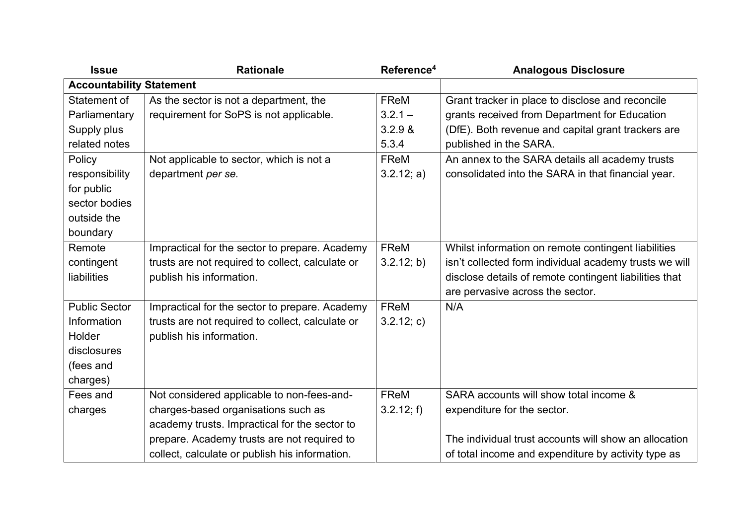| Issue | Rationale | Reference[4] | Analogous Disclosure |
|---|---|---|---|
| **Accountability Statement** | | | |
| Statement of Parliamentary Supply plus related notes | As the sector is not a department, the requirement for SoPS is not applicable. | FReM 3.2.1 – 3.2.9 & 5.3.4 | Grant tracker in place to disclose and reconcile grants received from Department for Education (DfE). Both revenue and capital grant trackers are published in the SARA. |
| Policy responsibility for public sector bodies outside the boundary | Not applicable to sector, which is not a department *per se.* | FReM 3.2.12; a) | An annex to the SARA details all academy trusts consolidated into the SARA in that financial year. |
| Remote contingent liabilities | Impractical for the sector to prepare. Academy trusts are not required to collect, calculate or publish his information. | FReM 3.2.12; b) | Whilst information on remote contingent liabilities isn't collected form individual academy trusts we will disclose details of remote contingent liabilities that are pervasive across the sector. |
| Public Sector Information Holder disclosures (fees and charges) | Impractical for the sector to prepare. Academy trusts are not required to collect, calculate or publish his information. | FReM 3.2.12; c) | N/A |
| Fees and charges | Not considered applicable to non-fees-and-charges-based organisations such as academy trusts. Impractical for the sector to prepare. Academy trusts are not required to collect, calculate or publish his information. | FReM 3.2.12; f) | SARA accounts will show total income & expenditure for the sector.<br><br>The individual trust accounts will show an allocation of total income and expenditure by activity type as |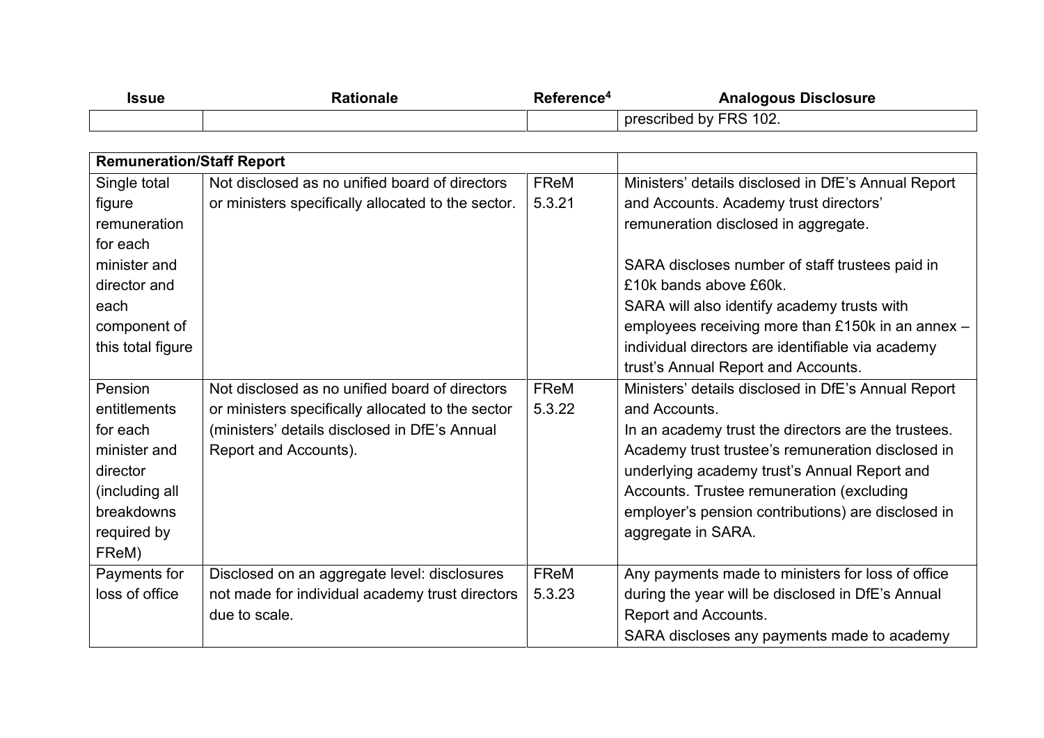| Issue | Rationale | Reference[4] | Analogous Disclosure |
|---|---|---|---|
| | | | prescribed by FRS 102. |
| **Remuneration/Staff Report** | | | |
| Single total figure remuneration for each minister and director and each component of this total figure | Not disclosed as no unified board of directors or ministers specifically allocated to the sector. | FReM 5.3.21 | Ministers' details disclosed in DfE's Annual Report and Accounts. Academy trust directors' remuneration disclosed in aggregate.<br><br>SARA discloses number of staff trustees paid in £10k bands above £60k.<br>SARA will also identify academy trusts with employees receiving more than £150k in an annex – individual directors are identifiable via academy trust's Annual Report and Accounts. |
| Pension entitlements for each minister and director (including all breakdowns required by FReM) | Not disclosed as no unified board of directors or ministers specifically allocated to the sector (ministers' details disclosed in DfE's Annual Report and Accounts). | FReM 5.3.22 | Ministers' details disclosed in DfE's Annual Report and Accounts.<br>In an academy trust the directors are the trustees. Academy trust trustee's remuneration disclosed in underlying academy trust's Annual Report and Accounts. Trustee remuneration (excluding employer's pension contributions) are disclosed in aggregate in SARA. |
| Payments for loss of office | Disclosed on an aggregate level: disclosures not made for individual academy trust directors due to scale. | FReM 5.3.23 | Any payments made to ministers for loss of office during the year will be disclosed in DfE's Annual Report and Accounts.<br>SARA discloses any payments made to academy |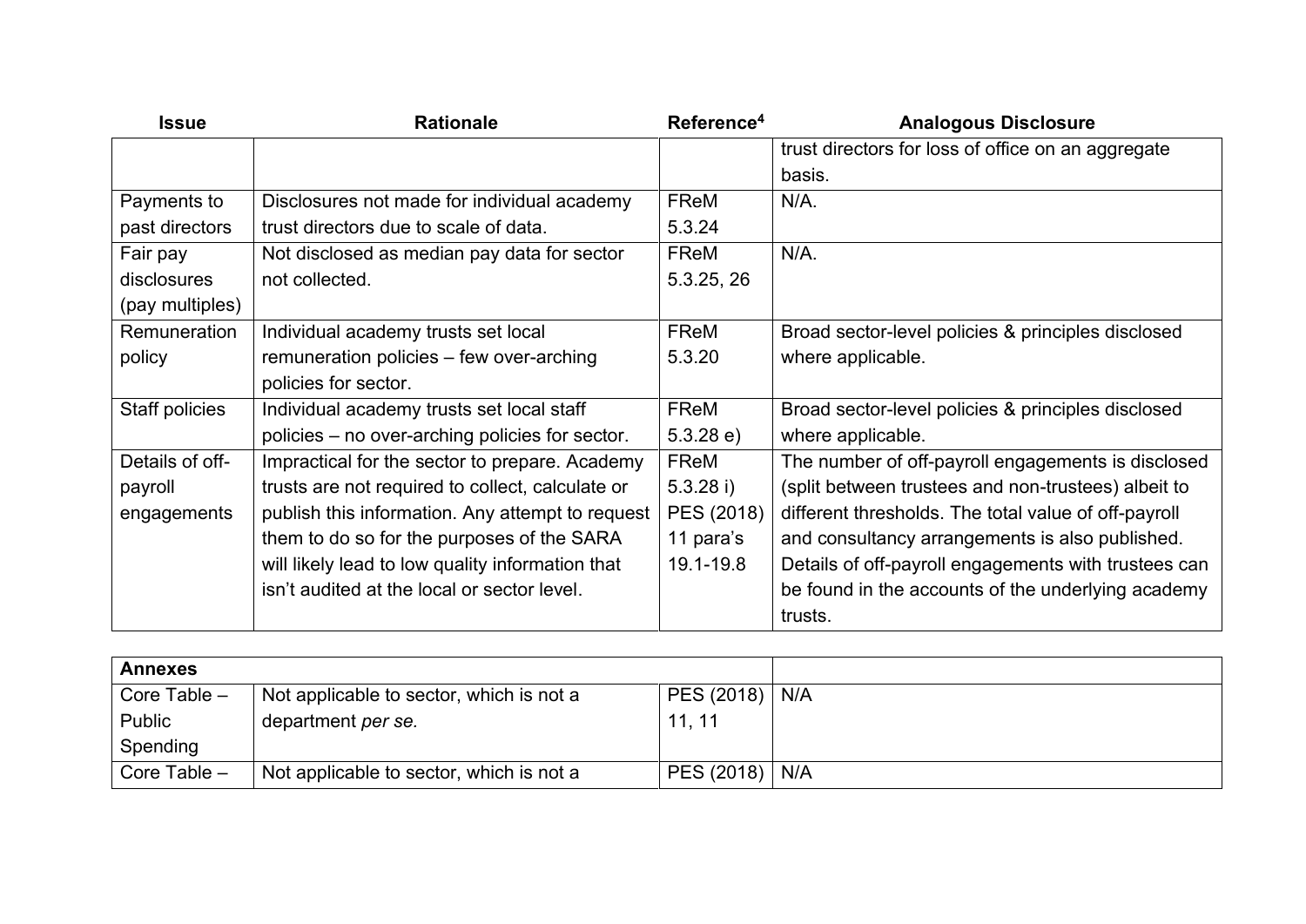| Issue | Rationale | Reference[4] | Analogous Disclosure |
|---|---|---|---|
| | | | trust directors for loss of office on an aggregate basis. |
| Payments to past directors | Disclosures not made for individual academy trust directors due to scale of data. | FReM 5.3.24 | N/A. |
| Fair pay disclosures (pay multiples) | Not disclosed as median pay data for sector not collected. | FReM 5.3.25, 26 | N/A. |
| Remuneration policy | Individual academy trusts set local remuneration policies – few over-arching policies for sector. | FReM 5.3.20 | Broad sector-level policies & principles disclosed where applicable. |
| Staff policies | Individual academy trusts set local staff policies – no over-arching policies for sector. | FReM 5.3.28 e) | Broad sector-level policies & principles disclosed where applicable. |
| Details of off-payroll engagements | Impractical for the sector to prepare. Academy trusts are not required to collect, calculate or publish this information. Any attempt to request them to do so for the purposes of the SARA will likely lead to low quality information that isn't audited at the local or sector level. | FReM 5.3.28 i) PES (2018) 11 para's 19.1-19.8 | The number of off-payroll engagements is disclosed (split between trustees and non-trustees) albeit to different thresholds. The total value of off-payroll and consultancy arrangements is also published. Details of off-payroll engagements with trustees can be found in the accounts of the underlying academy trusts. |

| **Annexes** | | | |
|---|---|---|---|
| Core Table – Public Spending | Not applicable to sector, which is not a department *per se.* | PES (2018) 11, 11 | N/A |
| Core Table – | Not applicable to sector, which is not a | PES (2018) | N/A |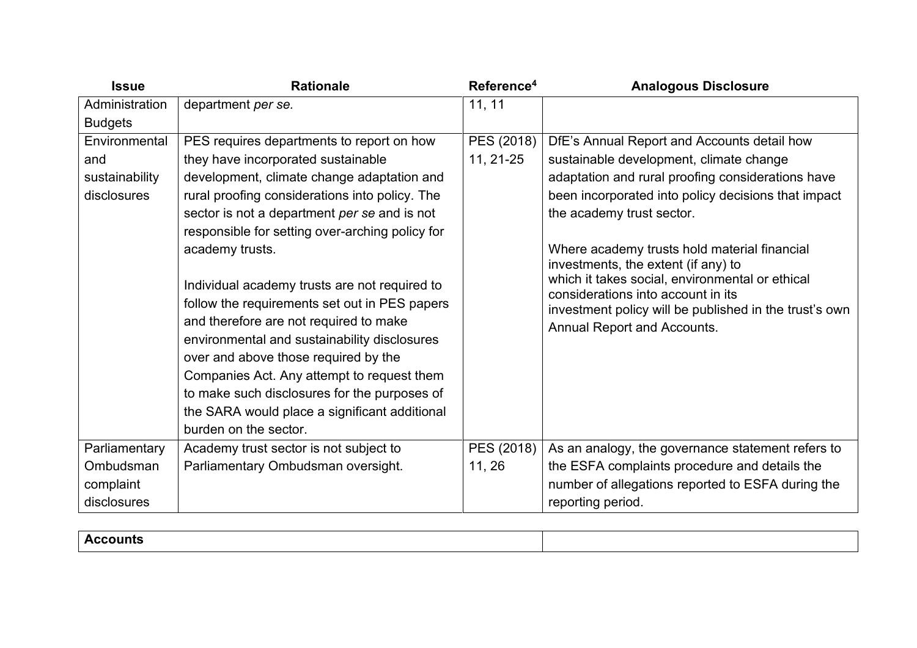| Issue | Rationale | Reference[4] | Analogous Disclosure |
|---|---|---|---|
| Administration Budgets | department *per se.* | 11, 11 | |
| Environmental and sustainability disclosures | PES requires departments to report on how they have incorporated sustainable development, climate change adaptation and rural proofing considerations into policy. The sector is not a department *per se* and is not responsible for setting over-arching policy for academy trusts.<br><br>Individual academy trusts are not required to follow the requirements set out in PES papers and therefore are not required to make environmental and sustainability disclosures over and above those required by the Companies Act. Any attempt to request them to make such disclosures for the purposes of the SARA would place a significant additional burden on the sector. | PES (2018) 11, 21-25 | DfE's Annual Report and Accounts detail how sustainable development, climate change adaptation and rural proofing considerations have been incorporated into policy decisions that impact the academy trust sector.<br><br>Where academy trusts hold material financial investments, the extent (if any) to which it takes social, environmental or ethical considerations into account in its investment policy will be published in the trust's own Annual Report and Accounts. |
| Parliamentary Ombudsman complaint disclosures | Academy trust sector is not subject to Parliamentary Ombudsman oversight. | PES (2018) 11, 26 | As an analogy, the governance statement refers to the ESFA complaints procedure and details the number of allegations reported to ESFA during the reporting period. |

| **Accounts** | |
|---|---|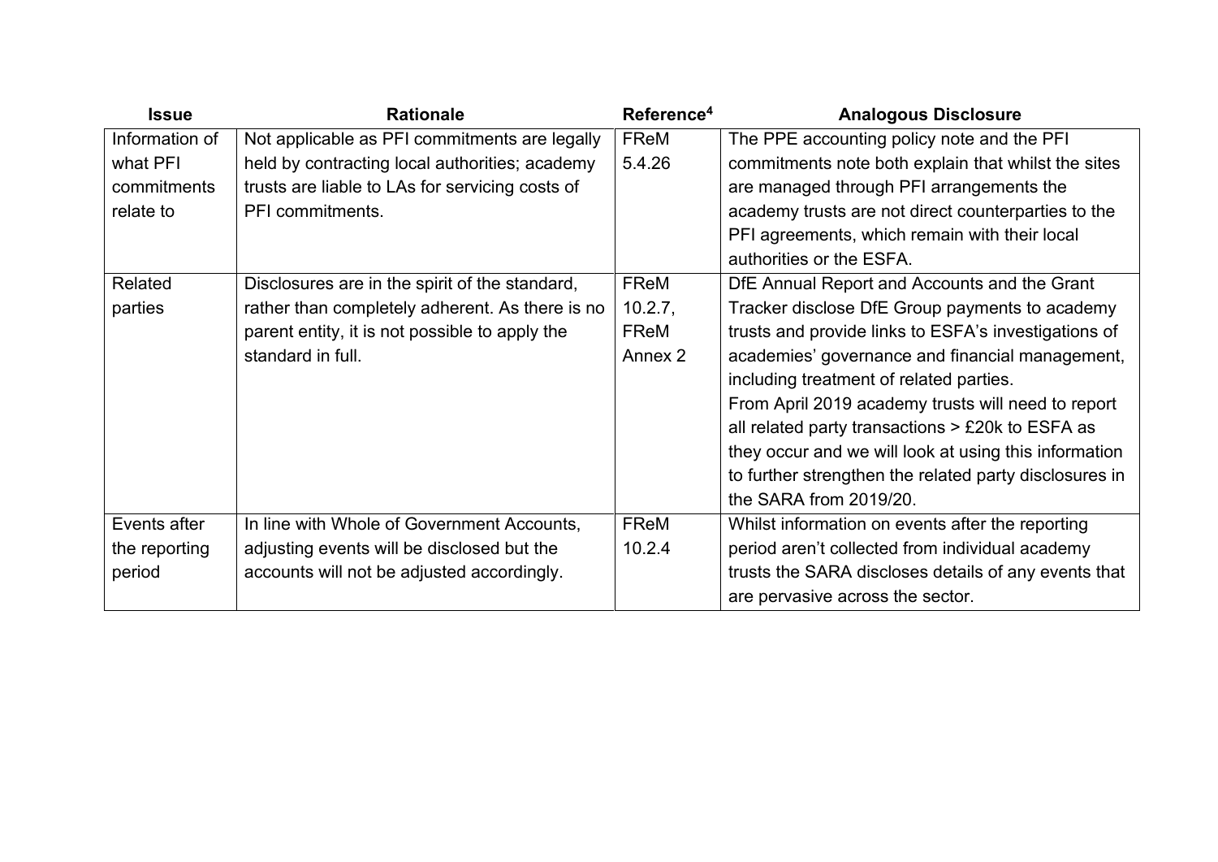| Issue | Rationale | Reference[4] | Analogous Disclosure |
|---|---|---|---|
| Information of what PFI commitments relate to | Not applicable as PFI commitments are legally held by contracting local authorities; academy trusts are liable to LAs for servicing costs of PFI commitments. | FReM 5.4.26 | The PPE accounting policy note and the PFI commitments note both explain that whilst the sites are managed through PFI arrangements the academy trusts are not direct counterparties to the PFI agreements, which remain with their local authorities or the ESFA. |
| Related parties | Disclosures are in the spirit of the standard, rather than completely adherent. As there is no parent entity, it is not possible to apply the standard in full. | FReM 10.2.7, FReM Annex 2 | DfE Annual Report and Accounts and the Grant Tracker disclose DfE Group payments to academy trusts and provide links to ESFA's investigations of academies' governance and financial management, including treatment of related parties.<br>From April 2019 academy trusts will need to report all related party transactions > £20k to ESFA as they occur and we will look at using this information to further strengthen the related party disclosures in the SARA from 2019/20. |
| Events after the reporting period | In line with Whole of Government Accounts, adjusting events will be disclosed but the accounts will not be adjusted accordingly. | FReM 10.2.4 | Whilst information on events after the reporting period aren't collected from individual academy trusts the SARA discloses details of any events that are pervasive across the sector. |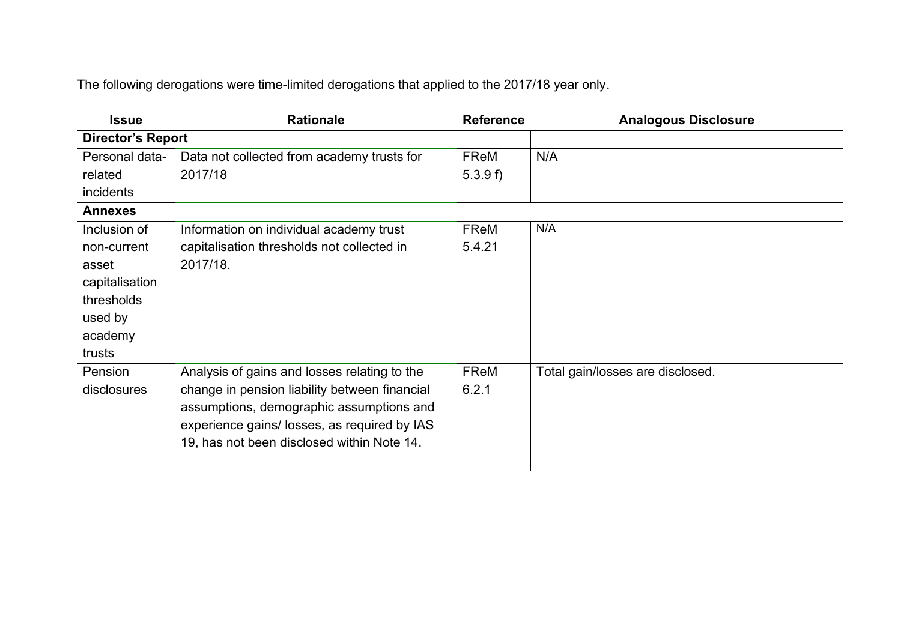The following derogations were time-limited derogations that applied to the 2017/18 year only.

| Issue | Rationale | Reference | Analogous Disclosure |
|---|---|---|---|
| **Director's Report** | | | |
| Personal data-related incidents | Data not collected from academy trusts for 2017/18 | FReM 5.3.9 f) | N/A |
| **Annexes** | | | |
| Inclusion of non-current asset capitalisation thresholds used by academy trusts | Information on individual academy trust capitalisation thresholds not collected in 2017/18. | FReM 5.4.21 | N/A |
| Pension disclosures | Analysis of gains and losses relating to the change in pension liability between financial assumptions, demographic assumptions and experience gains/ losses, as required by IAS 19, has not been disclosed within Note 14. | FReM 6.2.1 | Total gain/losses are disclosed. |